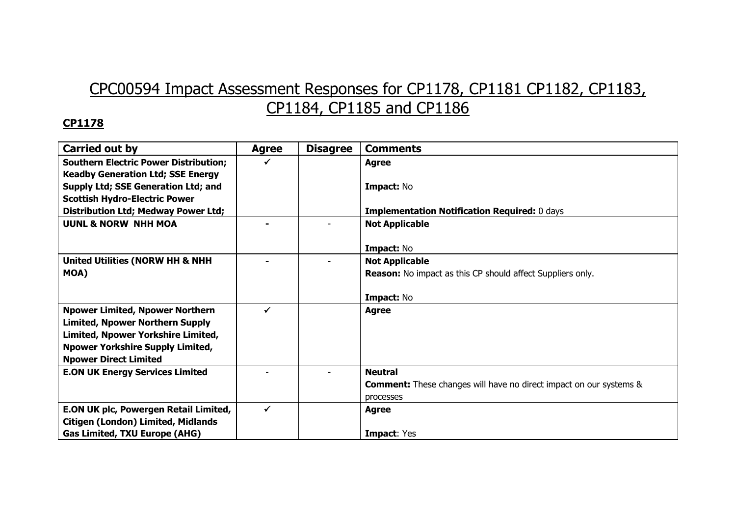# CPC00594 Impact Assessment Responses for CP1178, CP1181 CP1182, CP1183, CP1184, CP1185 and CP1186

## CP1178

| Carried out by | Agree | Disagree | Comments |
|---|---|---|---|
| **Southern Electric Power Distribution; Keadby Generation Ltd; SSE Energy Supply Ltd; SSE Generation Ltd; and Scottish Hydro-Electric Power Distribution Ltd; Medway Power Ltd;** | ✓ | | **Agree**<br><br>**Impact:** No<br><br>**Implementation Notification Required:** 0 days |
| **UUNL & NORW NHH MOA** | **-** | - | **Not Applicable**<br><br>**Impact:** No |
| **United Utilities (NORW HH & NHH MOA)** | **-** | - | **Not Applicable**<br>**Reason:** No impact as this CP should affect Suppliers only.<br><br>**Impact:** No |
| **Npower Limited, Npower Northern Limited, Npower Northern Supply Limited, Npower Yorkshire Limited, Npower Yorkshire Supply Limited, Npower Direct Limited** | ✓ | | **Agree** |
| **E.ON UK Energy Services Limited** | - | - | **Neutral**<br>**Comment:** These changes will have no direct impact on our systems & processes |
| **E.ON UK plc, Powergen Retail Limited, Citigen (London) Limited, Midlands Gas Limited, TXU Europe (AHG)** | ✓ | | **Agree**<br><br>**Impact**: Yes |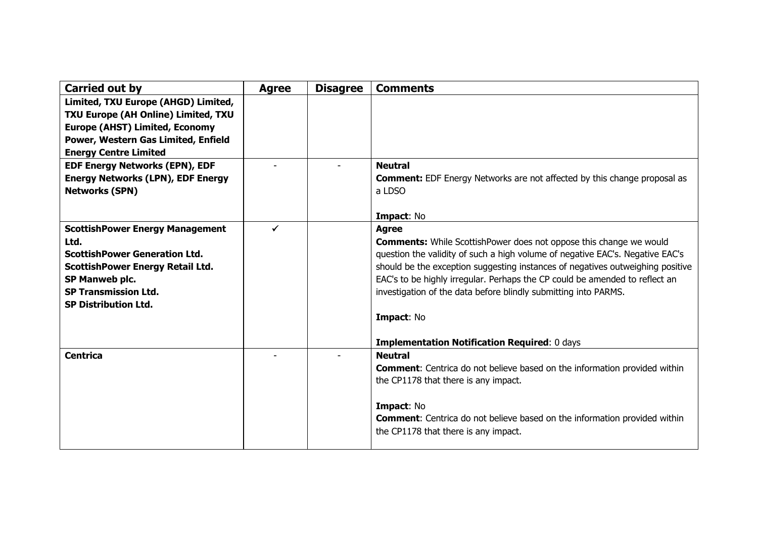| Carried out by | Agree | Disagree | Comments |
|---|---|---|---|
| **Limited, TXU Europe (AHGD) Limited, TXU Europe (AH Online) Limited, TXU Europe (AHST) Limited, Economy Power, Western Gas Limited, Enfield Energy Centre Limited** | | | |
| **EDF Energy Networks (EPN), EDF Energy Networks (LPN), EDF Energy Networks (SPN)** | - | - | **Neutral**<br>**Comment:** EDF Energy Networks are not affected by this change proposal as a LDSO<br><br>**Impact**: No |
| **ScottishPower Energy Management Ltd.**<br>**ScottishPower Generation Ltd.**<br>**ScottishPower Energy Retail Ltd.**<br>**SP Manweb plc.**<br>**SP Transmission Ltd.**<br>**SP Distribution Ltd.** | ✓ | | **Agree**<br>**Comments:** While ScottishPower does not oppose this change we would question the validity of such a high volume of negative EAC's. Negative EAC's should be the exception suggesting instances of negatives outweighing positive EAC's to be highly irregular. Perhaps the CP could be amended to reflect an investigation of the data before blindly submitting into PARMS.<br><br>**Impact**: No<br><br>**Implementation Notification Required**: 0 days |
| **Centrica** | - | - | **Neutral**<br>**Comment**: Centrica do not believe based on the information provided within the CP1178 that there is any impact.<br><br>**Impact**: No<br>**Comment**: Centrica do not believe based on the information provided within the CP1178 that there is any impact. |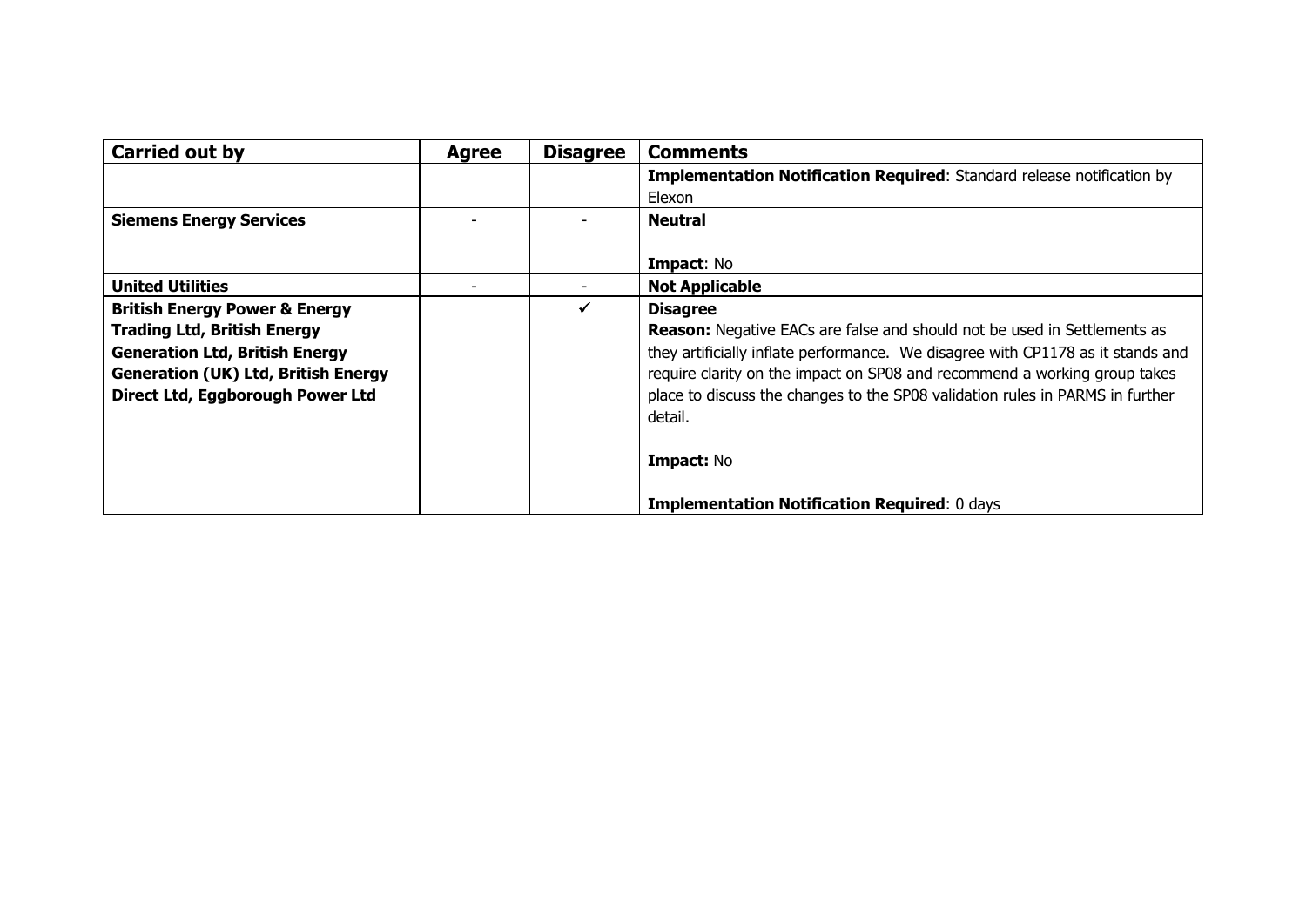| Carried out by | Agree | Disagree | Comments |
| --- | --- | --- | --- |
| | | | **Implementation Notification Required**: Standard release notification by Elexon |
| **Siemens Energy Services** | - | - | **Neutral**<br><br>**Impact**: No |
| **United Utilities** | - | - | **Not Applicable** |
| **British Energy Power & Energy Trading Ltd, British Energy Generation Ltd, British Energy Generation (UK) Ltd, British Energy Direct Ltd, Eggborough Power Ltd** | | ✓ | **Disagree**<br>**Reason:** Negative EACs are false and should not be used in Settlements as they artificially inflate performance. We disagree with CP1178 as it stands and require clarity on the impact on SP08 and recommend a working group takes place to discuss the changes to the SP08 validation rules in PARMS in further detail.<br><br>**Impact:** No<br><br>**Implementation Notification Required**: 0 days |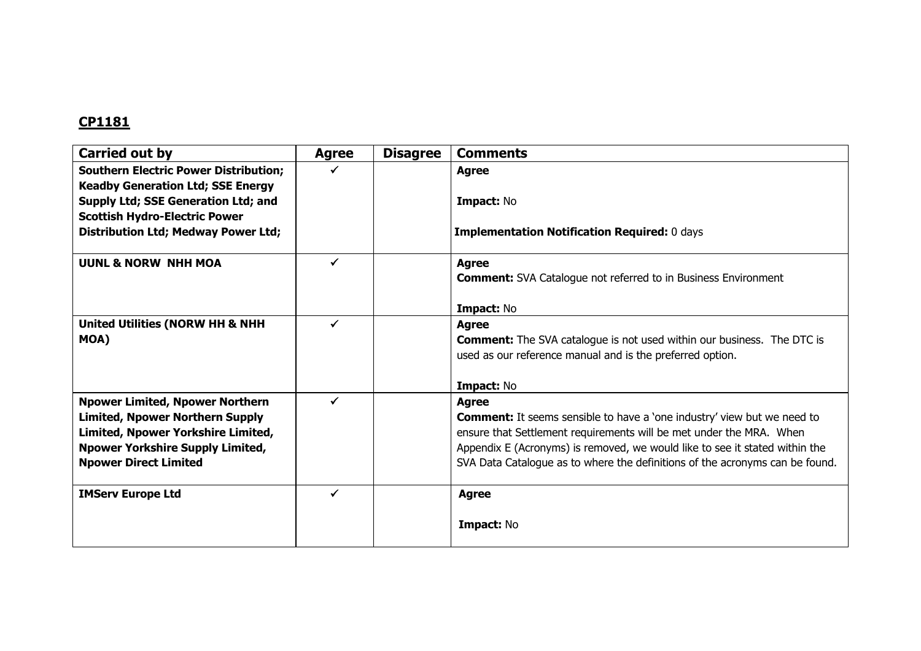**CP1181**

| Carried out by | Agree | Disagree | Comments |
|---|---|---|---|
| **Southern Electric Power Distribution; Keadby Generation Ltd; SSE Energy Supply Ltd; SSE Generation Ltd; and Scottish Hydro-Electric Power Distribution Ltd; Medway Power Ltd;** | ✓ | | **Agree**<br><br>**Impact:** No<br><br>**Implementation Notification Required:** 0 days |
| **UUNL & NORW NHH MOA** | ✓ | | **Agree**<br>**Comment:** SVA Catalogue not referred to in Business Environment<br><br>**Impact:** No |
| **United Utilities (NORW HH & NHH MOA)** | ✓ | | **Agree**<br>**Comment:** The SVA catalogue is not used within our business. The DTC is used as our reference manual and is the preferred option.<br><br>**Impact:** No |
| **Npower Limited, Npower Northern Limited, Npower Northern Supply Limited, Npower Yorkshire Limited, Npower Yorkshire Supply Limited, Npower Direct Limited** | ✓ | | **Agree**<br>**Comment:** It seems sensible to have a 'one industry' view but we need to ensure that Settlement requirements will be met under the MRA. When Appendix E (Acronyms) is removed, we would like to see it stated within the SVA Data Catalogue as to where the definitions of the acronyms can be found. |
| **IMServ Europe Ltd** | ✓ | | **Agree**<br><br>**Impact:** No |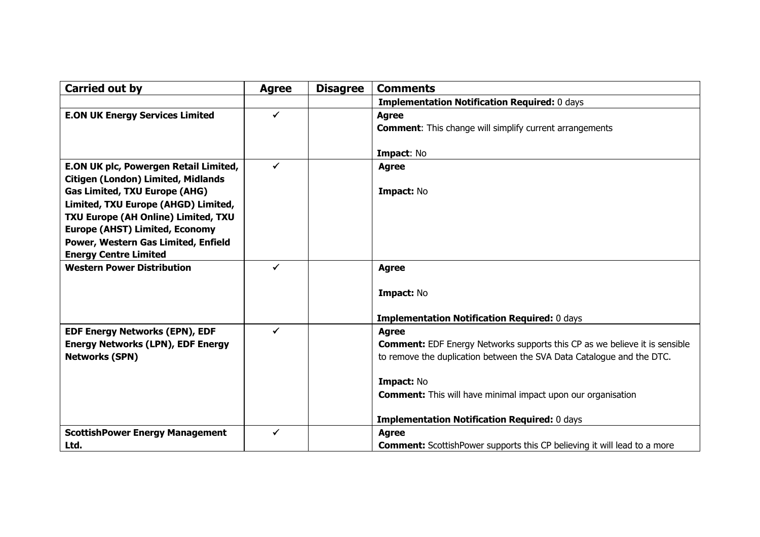| Carried out by | Agree | Disagree | Comments |
|---|---|---|---|
| | | | **Implementation Notification Required:** 0 days |
| **E.ON UK Energy Services Limited** | ✓ | | **Agree**<br>**Comment**: This change will simplify current arrangements<br><br>**Impact**: No |
| **E.ON UK plc, Powergen Retail Limited, Citigen (London) Limited, Midlands Gas Limited, TXU Europe (AHG) Limited, TXU Europe (AHGD) Limited, TXU Europe (AH Online) Limited, TXU Europe (AHST) Limited, Economy Power, Western Gas Limited, Enfield Energy Centre Limited** | ✓ | | **Agree**<br><br>**Impact:** No |
| **Western Power Distribution** | ✓ | | **Agree**<br><br>**Impact:** No<br><br>**Implementation Notification Required:** 0 days |
| **EDF Energy Networks (EPN), EDF Energy Networks (LPN), EDF Energy Networks (SPN)** | ✓ | | **Agree**<br>**Comment:** EDF Energy Networks supports this CP as we believe it is sensible to remove the duplication between the SVA Data Catalogue and the DTC.<br><br>**Impact:** No<br>**Comment:** This will have minimal impact upon our organisation<br><br>**Implementation Notification Required:** 0 days |
| **ScottishPower Energy Management Ltd.** | ✓ | | **Agree**<br>**Comment:** ScottishPower supports this CP believing it will lead to a more |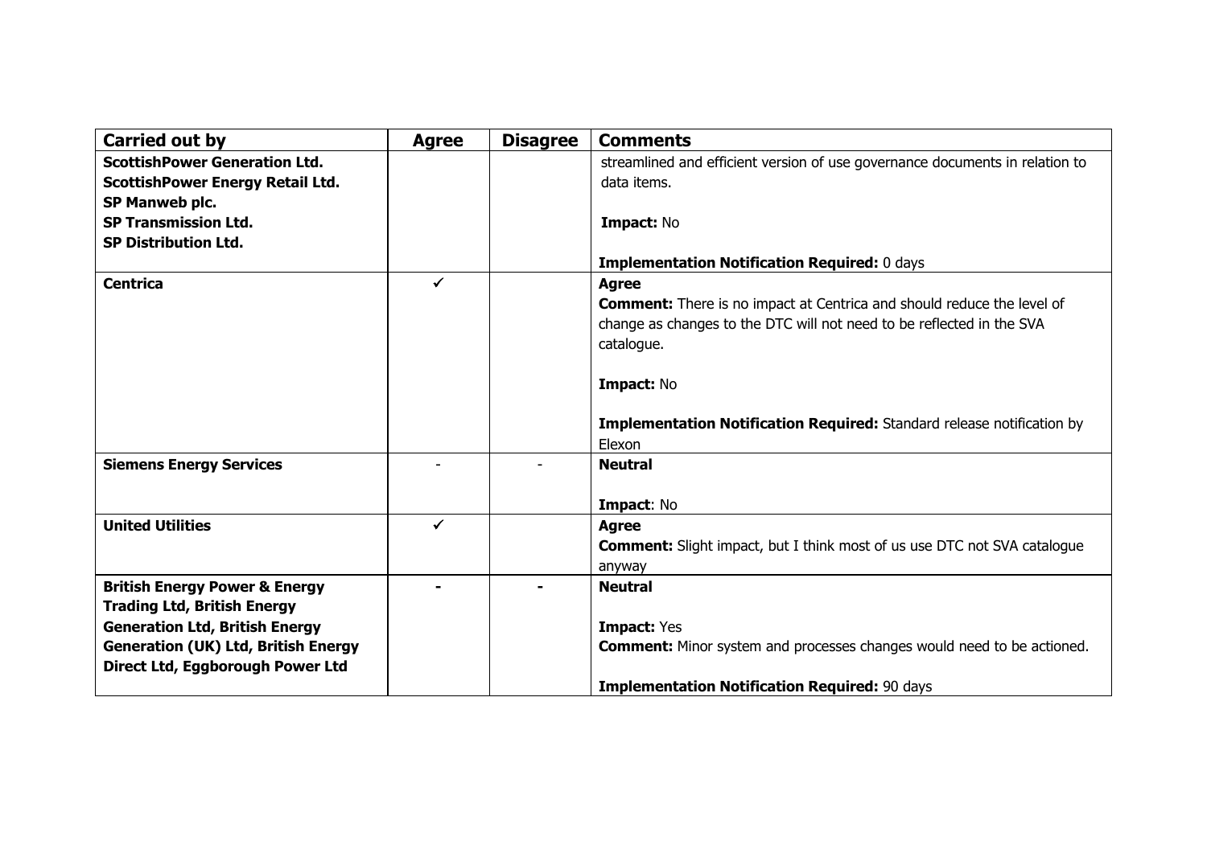| Carried out by | Agree | Disagree | Comments |
|---|---|---|---|
| **ScottishPower Generation Ltd.**<br>**ScottishPower Energy Retail Ltd.**<br>**SP Manweb plc.**<br>**SP Transmission Ltd.**<br>**SP Distribution Ltd.** | | | streamlined and efficient version of use governance documents in relation to data items.<br><br>**Impact:** No<br><br>**Implementation Notification Required:** 0 days |
| **Centrica** | ✓ | | **Agree**<br>**Comment:** There is no impact at Centrica and should reduce the level of change as changes to the DTC will not need to be reflected in the SVA catalogue.<br><br>**Impact:** No<br><br>**Implementation Notification Required:** Standard release notification by Elexon |
| **Siemens Energy Services** | - | - | **Neutral**<br><br>**Impact**: No |
| **United Utilities** | ✓ | | **Agree**<br>**Comment:** Slight impact, but I think most of us use DTC not SVA catalogue anyway |
| **British Energy Power & Energy Trading Ltd, British Energy Generation Ltd, British Energy Generation (UK) Ltd, British Energy Direct Ltd, Eggborough Power Ltd** | **-** | **-** | **Neutral**<br><br>**Impact:** Yes<br>**Comment:** Minor system and processes changes would need to be actioned.<br><br>**Implementation Notification Required:** 90 days |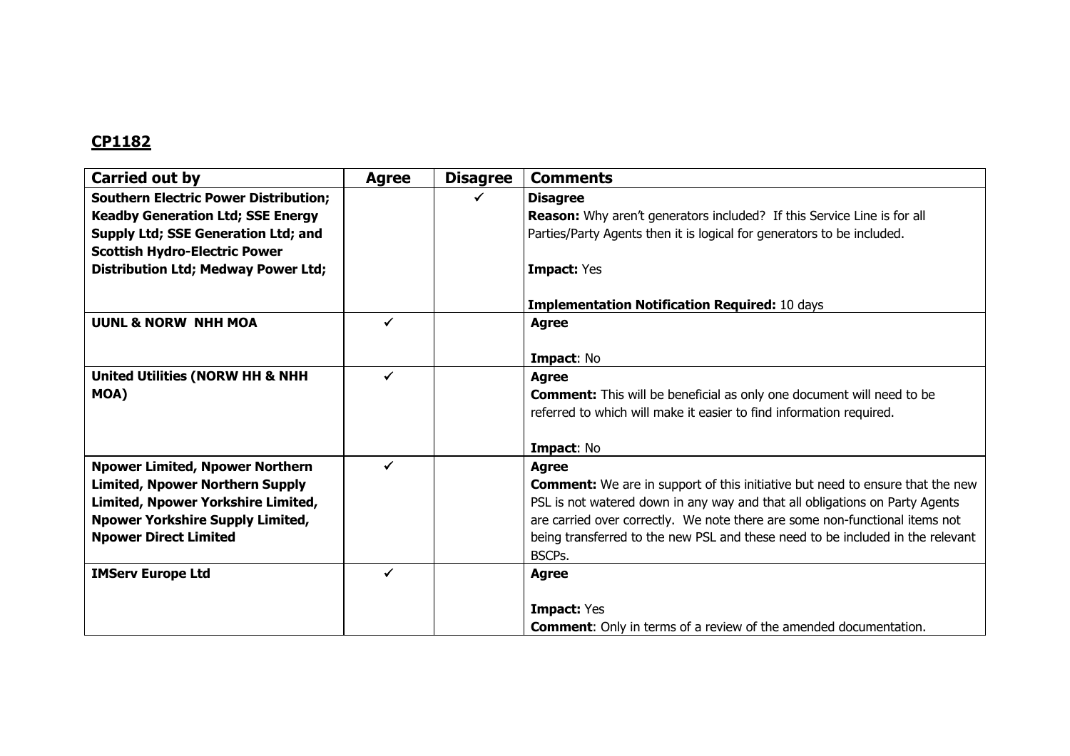## CP1182

| Carried out by | Agree | Disagree | Comments |
|---|---|---|---|
| **Southern Electric Power Distribution; Keadby Generation Ltd; SSE Energy Supply Ltd; SSE Generation Ltd; and Scottish Hydro-Electric Power Distribution Ltd; Medway Power Ltd;** | | ✓ | **Disagree**<br>**Reason:** Why aren't generators included? If this Service Line is for all Parties/Party Agents then it is logical for generators to be included.<br><br>**Impact:** Yes<br><br>**Implementation Notification Required:** 10 days |
| **UUNL & NORW NHH MOA** | ✓ | | **Agree**<br><br>**Impact**: No |
| **United Utilities (NORW HH & NHH MOA)** | ✓ | | **Agree**<br>**Comment:** This will be beneficial as only one document will need to be referred to which will make it easier to find information required.<br><br>**Impact**: No |
| **Npower Limited, Npower Northern Limited, Npower Northern Supply Limited, Npower Yorkshire Limited, Npower Yorkshire Supply Limited, Npower Direct Limited** | ✓ | | **Agree**<br>**Comment:** We are in support of this initiative but need to ensure that the new PSL is not watered down in any way and that all obligations on Party Agents are carried over correctly. We note there are some non-functional items not being transferred to the new PSL and these need to be included in the relevant BSCPs. |
| **IMServ Europe Ltd** | ✓ | | **Agree**<br><br>**Impact:** Yes<br>**Comment**: Only in terms of a review of the amended documentation. |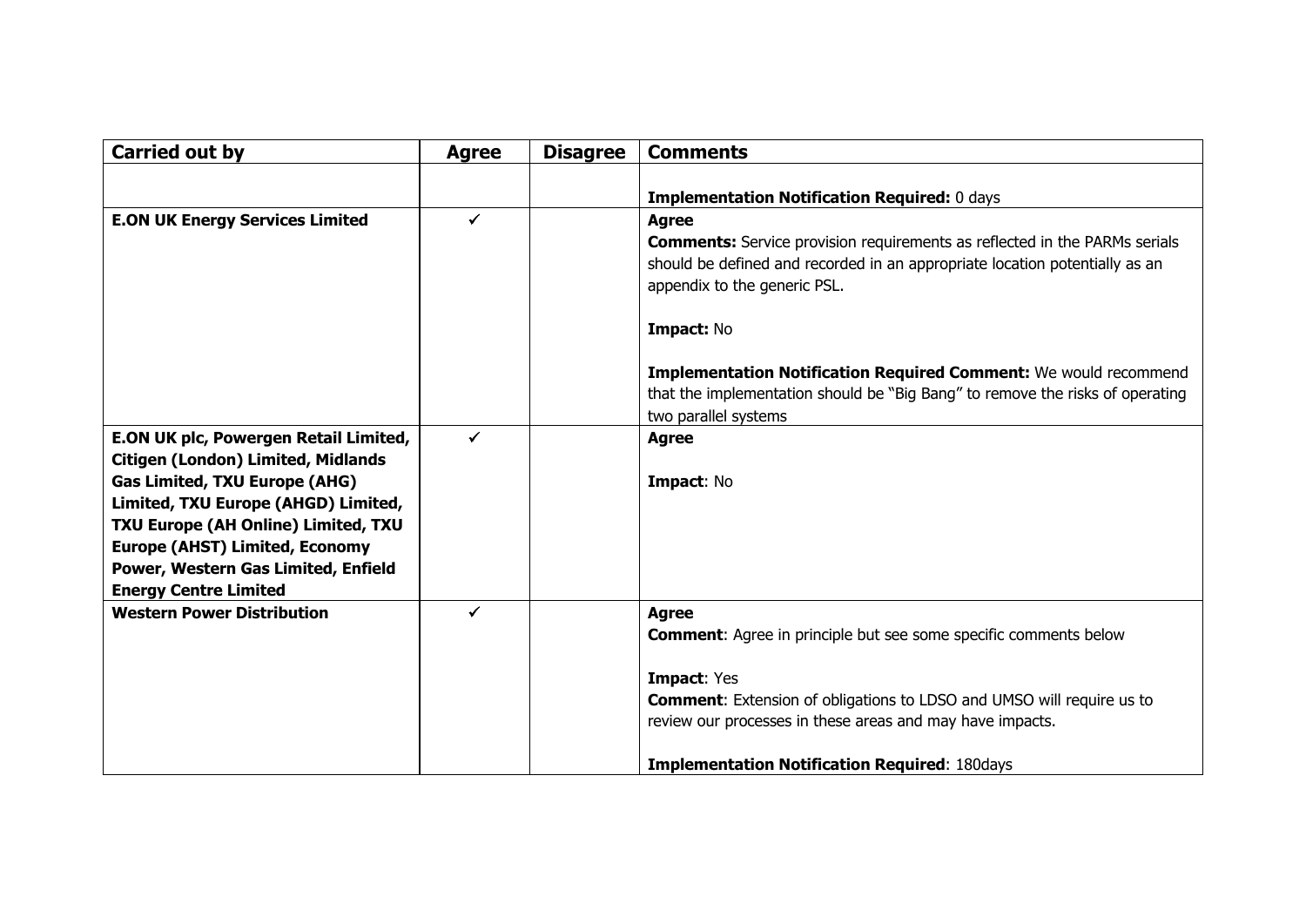| Carried out by | Agree | Disagree | Comments |
|---|---|---|---|
| | | | **Implementation Notification Required:** 0 days |
| **E.ON UK Energy Services Limited** | ✓ | | **Agree**<br>**Comments:** Service provision requirements as reflected in the PARMs serials should be defined and recorded in an appropriate location potentially as an appendix to the generic PSL.<br><br>**Impact:** No<br><br>**Implementation Notification Required Comment:** We would recommend that the implementation should be "Big Bang" to remove the risks of operating two parallel systems |
| **E.ON UK plc, Powergen Retail Limited, Citigen (London) Limited, Midlands Gas Limited, TXU Europe (AHG) Limited, TXU Europe (AHGD) Limited, TXU Europe (AH Online) Limited, TXU Europe (AHST) Limited, Economy Power, Western Gas Limited, Enfield Energy Centre Limited** | ✓ | | **Agree**<br><br>**Impact**: No |
| **Western Power Distribution** | ✓ | | **Agree**<br>**Comment**: Agree in principle but see some specific comments below<br><br>**Impact**: Yes<br>**Comment**: Extension of obligations to LDSO and UMSO will require us to review our processes in these areas and may have impacts.<br><br>**Implementation Notification Required**: 180days |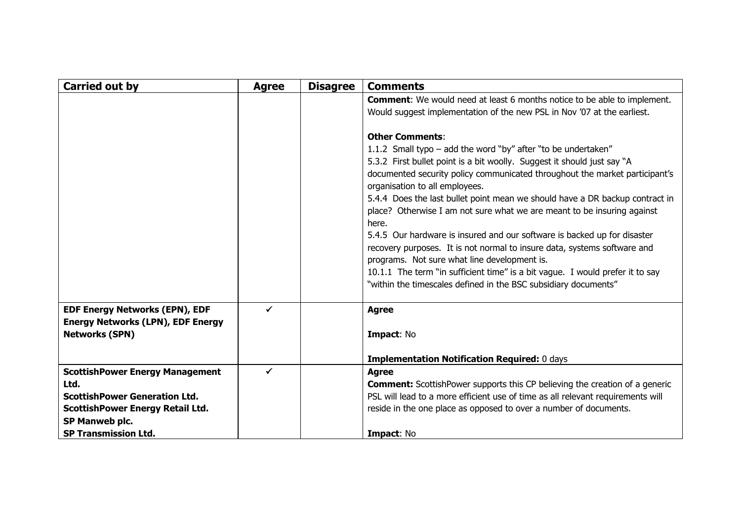| Carried out by | Agree | Disagree | Comments |
|---|---|---|---|
| | | | **Comment**: We would need at least 6 months notice to be able to implement. Would suggest implementation of the new PSL in Nov '07 at the earliest.<br><br>**Other Comments**:<br>1.1.2 Small typo – add the word "by" after "to be undertaken"<br>5.3.2 First bullet point is a bit woolly. Suggest it should just say "A documented security policy communicated throughout the market participant's organisation to all employees.<br>5.4.4 Does the last bullet point mean we should have a DR backup contract in place? Otherwise I am not sure what we are meant to be insuring against here.<br>5.4.5 Our hardware is insured and our software is backed up for disaster recovery purposes. It is not normal to insure data, systems software and programs. Not sure what line development is.<br>10.1.1 The term "in sufficient time" is a bit vague. I would prefer it to say "within the timescales defined in the BSC subsidiary documents" |
| **EDF Energy Networks (EPN), EDF Energy Networks (LPN), EDF Energy Networks (SPN)** | ✓ | | **Agree**<br><br>**Impact**: No<br><br>**Implementation Notification Required:** 0 days |
| **ScottishPower Energy Management Ltd.**<br>**ScottishPower Generation Ltd.**<br>**ScottishPower Energy Retail Ltd.**<br>**SP Manweb plc.**<br>**SP Transmission Ltd.** | ✓ | | **Agree**<br>**Comment:** ScottishPower supports this CP believing the creation of a generic PSL will lead to a more efficient use of time as all relevant requirements will reside in the one place as opposed to over a number of documents.<br><br>**Impact**: No |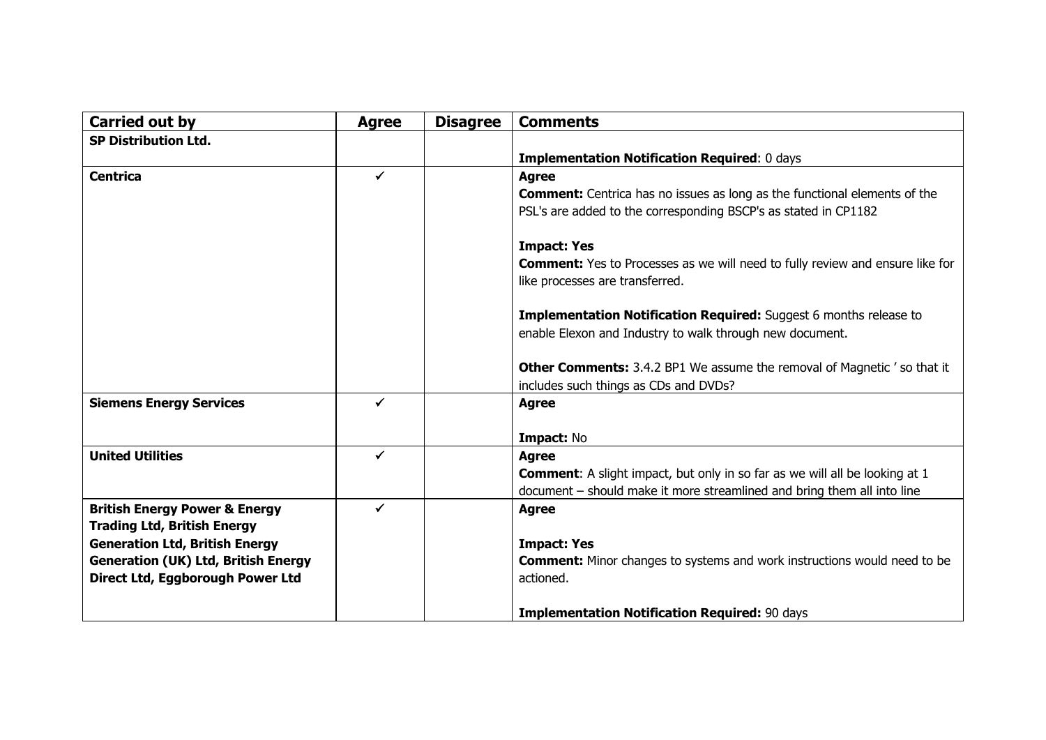| Carried out by | Agree | Disagree | Comments |
| --- | --- | --- | --- |
| **SP Distribution Ltd.** | | | **Implementation Notification Required**: 0 days |
| **Centrica** | ✓ | | **Agree**<br>**Comment:** Centrica has no issues as long as the functional elements of the PSL's are added to the corresponding BSCP's as stated in CP1182<br><br>**Impact: Yes**<br>**Comment:** Yes to Processes as we will need to fully review and ensure like for like processes are transferred.<br><br>**Implementation Notification Required:** Suggest 6 months release to enable Elexon and Industry to walk through new document.<br><br>**Other Comments:** 3.4.2 BP1 We assume the removal of Magnetic ' so that it includes such things as CDs and DVDs? |
| **Siemens Energy Services** | ✓ | | **Agree**<br><br>**Impact:** No |
| **United Utilities** | ✓ | | **Agree**<br>**Comment**: A slight impact, but only in so far as we will all be looking at 1 document – should make it more streamlined and bring them all into line |
| **British Energy Power & Energy Trading Ltd, British Energy Generation Ltd, British Energy Generation (UK) Ltd, British Energy Direct Ltd, Eggborough Power Ltd** | ✓ | | **Agree**<br><br>**Impact: Yes**<br>**Comment:** Minor changes to systems and work instructions would need to be actioned.<br><br>**Implementation Notification Required:** 90 days |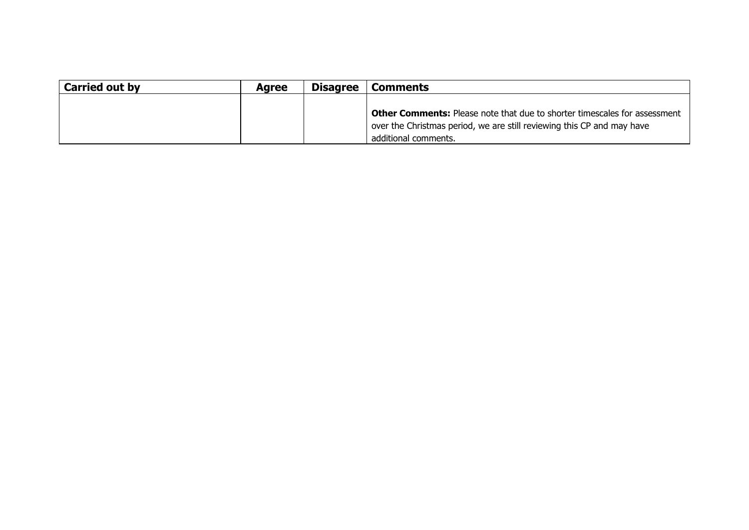| Carried out by | Agree | Disagree | Comments |
| --- | --- | --- | --- |
| | | | **Other Comments:** Please note that due to shorter timescales for assessment over the Christmas period, we are still reviewing this CP and may have additional comments. |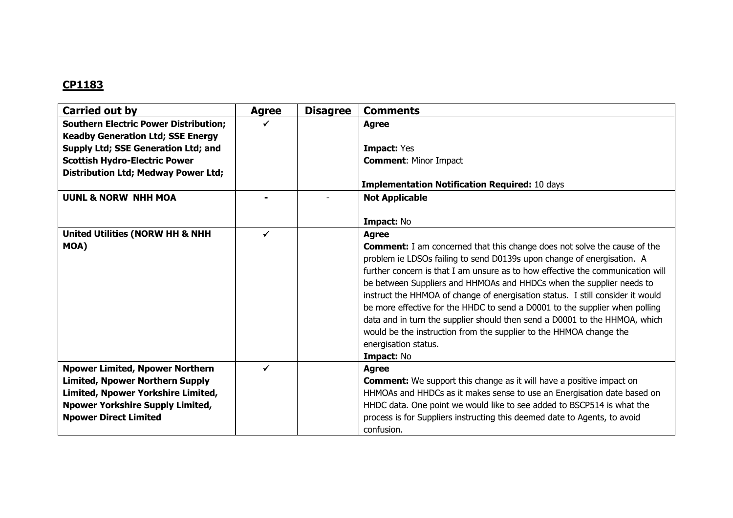## CP1183

| Carried out by | Agree | Disagree | Comments |
|---|---|---|---|
| **Southern Electric Power Distribution; Keadby Generation Ltd; SSE Energy Supply Ltd; SSE Generation Ltd; and Scottish Hydro-Electric Power Distribution Ltd; Medway Power Ltd;** | ✓ | | **Agree**<br><br>**Impact:** Yes<br>**Comment**: Minor Impact<br><br>**Implementation Notification Required:** 10 days |
| **UUNL & NORW NHH MOA** | - | - | **Not Applicable**<br><br>**Impact:** No |
| **United Utilities (NORW HH & NHH MOA)** | ✓ | | **Agree**<br>**Comment:** I am concerned that this change does not solve the cause of the problem ie LDSOs failing to send D0139s upon change of energisation. A further concern is that I am unsure as to how effective the communication will be between Suppliers and HHMOAs and HHDCs when the supplier needs to instruct the HHMOA of change of energisation status. I still consider it would be more effective for the HHDC to send a D0001 to the supplier when polling data and in turn the supplier should then send a D0001 to the HHMOA, which would be the instruction from the supplier to the HHMOA change the energisation status.<br>**Impact:** No |
| **Npower Limited, Npower Northern Limited, Npower Northern Supply Limited, Npower Yorkshire Limited, Npower Yorkshire Supply Limited, Npower Direct Limited** | ✓ | | **Agree**<br>**Comment:** We support this change as it will have a positive impact on HHMOAs and HHDCs as it makes sense to use an Energisation date based on HHDC data. One point we would like to see added to BSCP514 is what the process is for Suppliers instructing this deemed date to Agents, to avoid confusion. |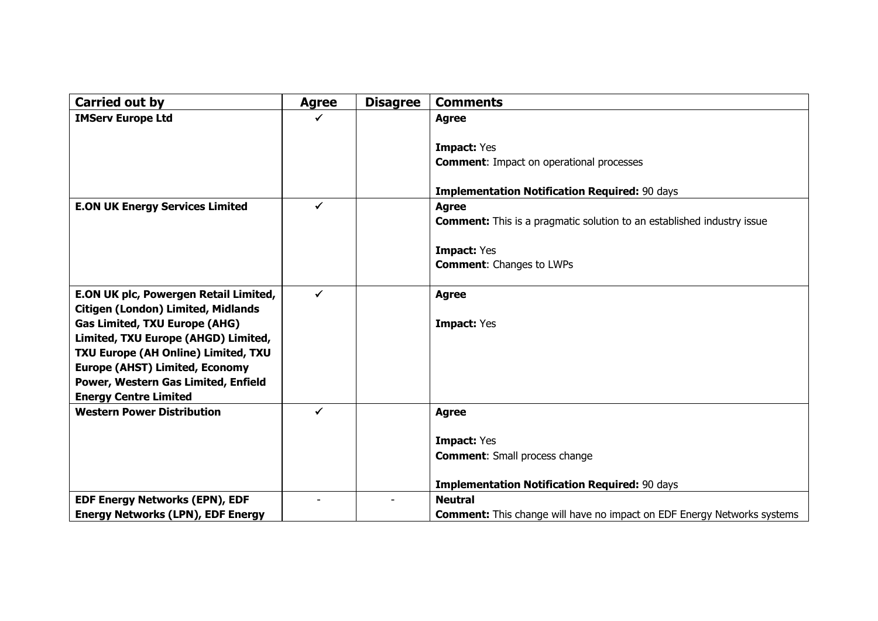| Carried out by | Agree | Disagree | Comments |
|---|---|---|---|
| **IMServ Europe Ltd** | ✓ | | **Agree**<br><br>**Impact:** Yes<br>**Comment**: Impact on operational processes<br><br>**Implementation Notification Required:** 90 days |
| **E.ON UK Energy Services Limited** | ✓ | | **Agree**<br>**Comment:** This is a pragmatic solution to an established industry issue<br><br>**Impact:** Yes<br>**Comment**: Changes to LWPs |
| **E.ON UK plc, Powergen Retail Limited, Citigen (London) Limited, Midlands Gas Limited, TXU Europe (AHG) Limited, TXU Europe (AHGD) Limited, TXU Europe (AH Online) Limited, TXU Europe (AHST) Limited, Economy Power, Western Gas Limited, Enfield Energy Centre Limited** | ✓ | | **Agree**<br><br>**Impact:** Yes |
| **Western Power Distribution** | ✓ | | **Agree**<br><br>**Impact:** Yes<br>**Comment**: Small process change<br><br>**Implementation Notification Required:** 90 days |
| **EDF Energy Networks (EPN), EDF Energy Networks (LPN), EDF Energy** | - | - | **Neutral**<br>**Comment:** This change will have no impact on EDF Energy Networks systems |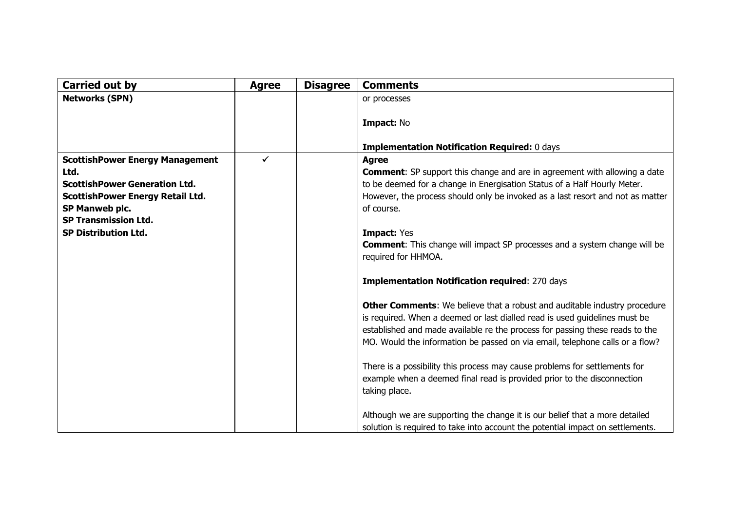| Carried out by | Agree | Disagree | Comments |
|---|---|---|---|
| **Networks (SPN)** | | | or processes<br><br>**Impact:** No<br><br>**Implementation Notification Required:** 0 days |
| **ScottishPower Energy Management Ltd.**<br>**ScottishPower Generation Ltd.**<br>**ScottishPower Energy Retail Ltd.**<br>**SP Manweb plc.**<br>**SP Transmission Ltd.**<br>**SP Distribution Ltd.** | ✓ | | **Agree**<br>**Comment**: SP support this change and are in agreement with allowing a date to be deemed for a change in Energisation Status of a Half Hourly Meter. However, the process should only be invoked as a last resort and not as matter of course.<br><br>**Impact:** Yes<br>**Comment**: This change will impact SP processes and a system change will be required for HHMOA.<br><br>**Implementation Notification required**: 270 days<br><br>**Other Comments**: We believe that a robust and auditable industry procedure is required. When a deemed or last dialled read is used guidelines must be established and made available re the process for passing these reads to the MO. Would the information be passed on via email, telephone calls or a flow?<br><br>There is a possibility this process may cause problems for settlements for example when a deemed final read is provided prior to the disconnection taking place.<br><br>Although we are supporting the change it is our belief that a more detailed solution is required to take into account the potential impact on settlements. |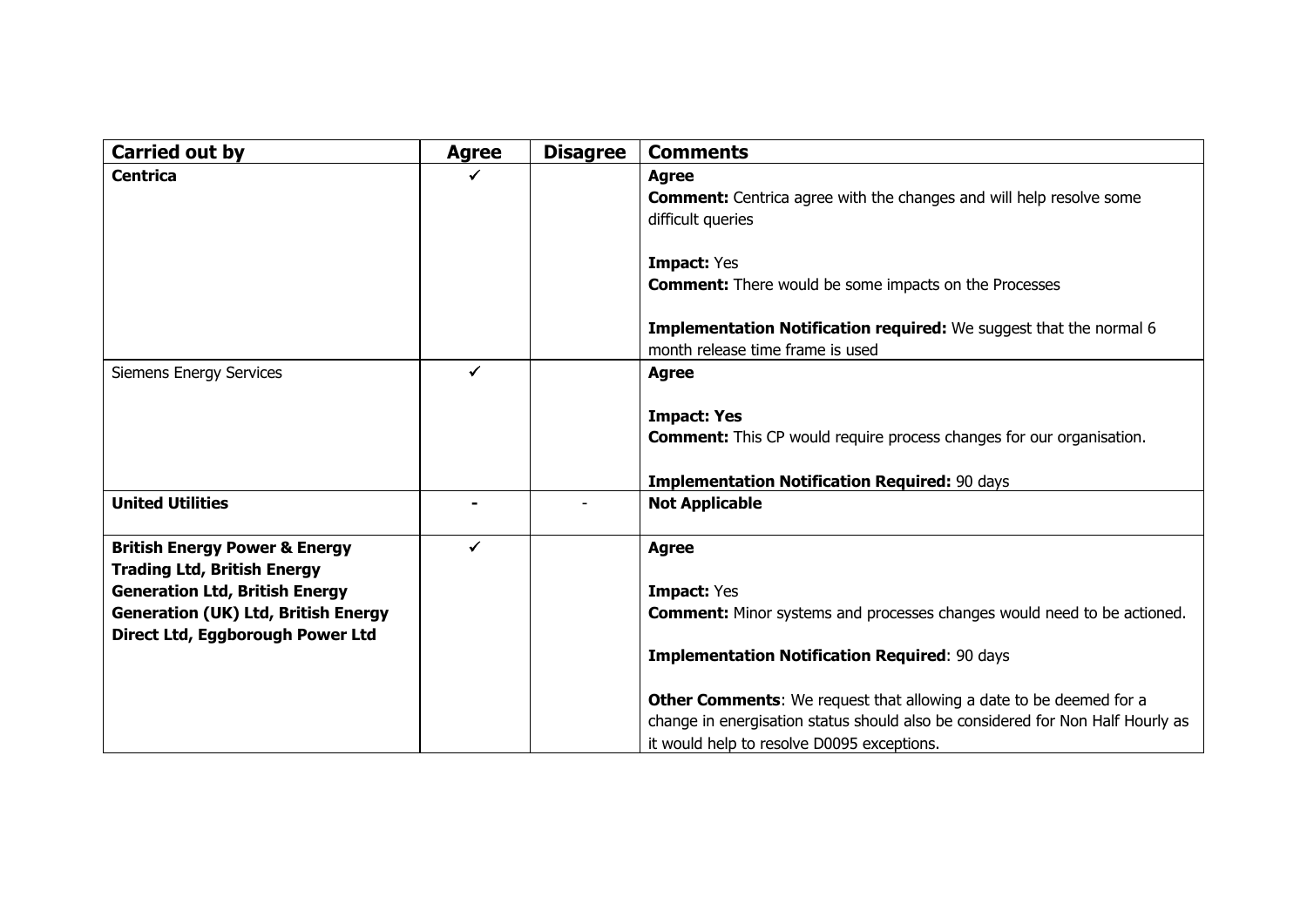| **Carried out by** | **Agree** | **Disagree** | **Comments** |
|---|---|---|---|
| **Centrica** | ✓ | | **Agree**<br>**Comment:** Centrica agree with the changes and will help resolve some difficult queries<br><br>**Impact:** Yes<br>**Comment:** There would be some impacts on the Processes<br><br>**Implementation Notification required:** We suggest that the normal 6 month release time frame is used |
| Siemens Energy Services | ✓ | | **Agree**<br><br>**Impact: Yes**<br>**Comment:** This CP would require process changes for our organisation.<br><br>**Implementation Notification Required:** 90 days |
| **United Utilities** | **-** | - | **Not Applicable** |
| **British Energy Power & Energy Trading Ltd, British Energy Generation Ltd, British Energy Generation (UK) Ltd, British Energy Direct Ltd, Eggborough Power Ltd** | ✓ | | **Agree**<br><br>**Impact:** Yes<br>**Comment:** Minor systems and processes changes would need to be actioned.<br><br>**Implementation Notification Required**: 90 days<br><br>**Other Comments**: We request that allowing a date to be deemed for a change in energisation status should also be considered for Non Half Hourly as it would help to resolve D0095 exceptions. |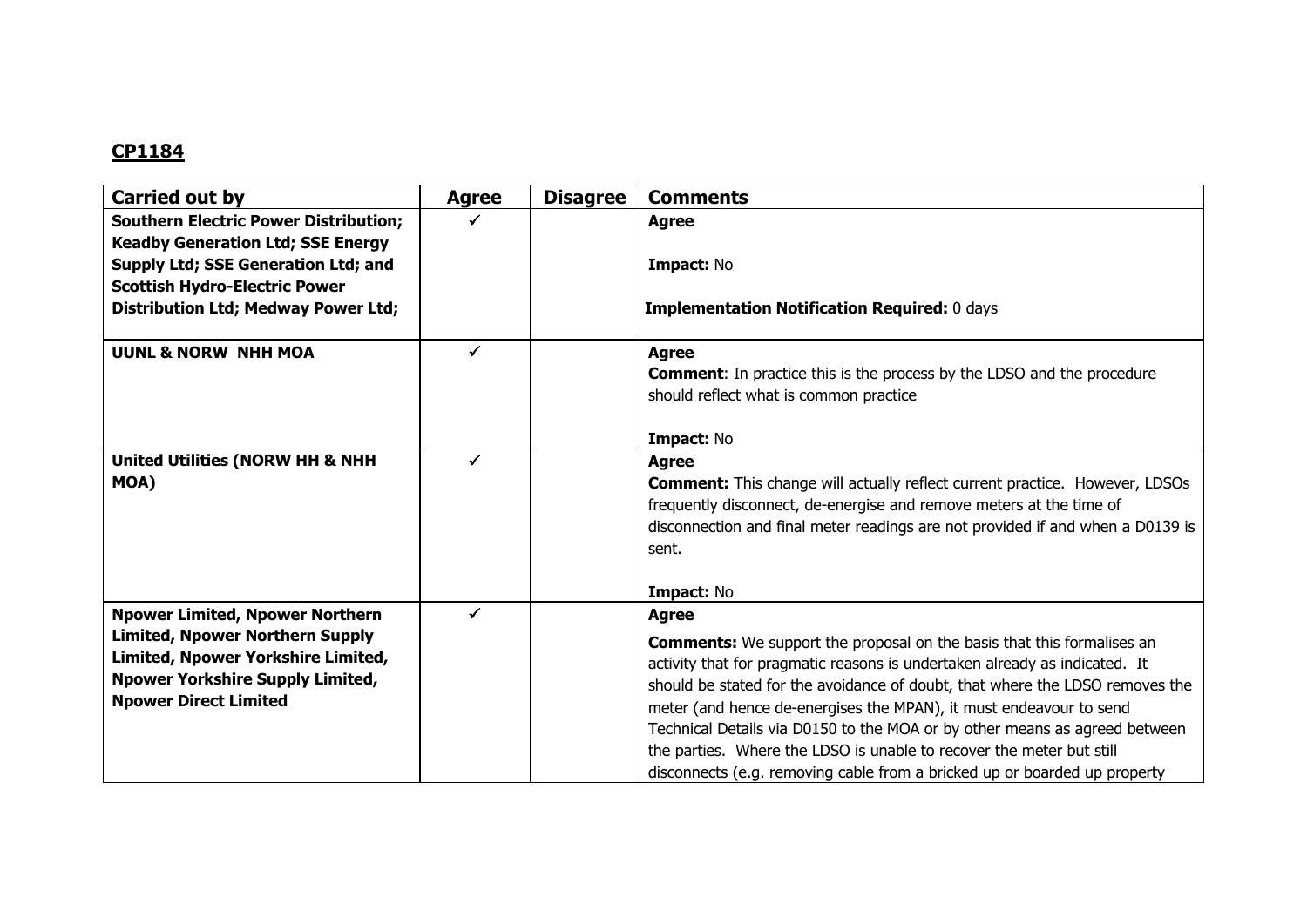## CP1184

| Carried out by | Agree | Disagree | Comments |
|---|---|---|---|
| **Southern Electric Power Distribution; Keadby Generation Ltd; SSE Energy Supply Ltd; SSE Generation Ltd; and Scottish Hydro-Electric Power Distribution Ltd; Medway Power Ltd;** | ✓ | | **Agree**<br><br>**Impact:** No<br><br>**Implementation Notification Required:** 0 days |
| **UUNL & NORW NHH MOA** | ✓ | | **Agree**<br>**Comment**: In practice this is the process by the LDSO and the procedure should reflect what is common practice<br><br>**Impact:** No |
| **United Utilities (NORW HH & NHH MOA)** | ✓ | | **Agree**<br>**Comment:** This change will actually reflect current practice. However, LDSOs frequently disconnect, de-energise and remove meters at the time of disconnection and final meter readings are not provided if and when a D0139 is sent.<br><br>**Impact:** No |
| **Npower Limited, Npower Northern Limited, Npower Northern Supply Limited, Npower Yorkshire Limited, Npower Yorkshire Supply Limited, Npower Direct Limited** | ✓ | | **Agree**<br>**Comments:** We support the proposal on the basis that this formalises an activity that for pragmatic reasons is undertaken already as indicated. It should be stated for the avoidance of doubt, that where the LDSO removes the meter (and hence de-energises the MPAN), it must endeavour to send Technical Details via D0150 to the MOA or by other means as agreed between the parties. Where the LDSO is unable to recover the meter but still disconnects (e.g. removing cable from a bricked up or boarded up property |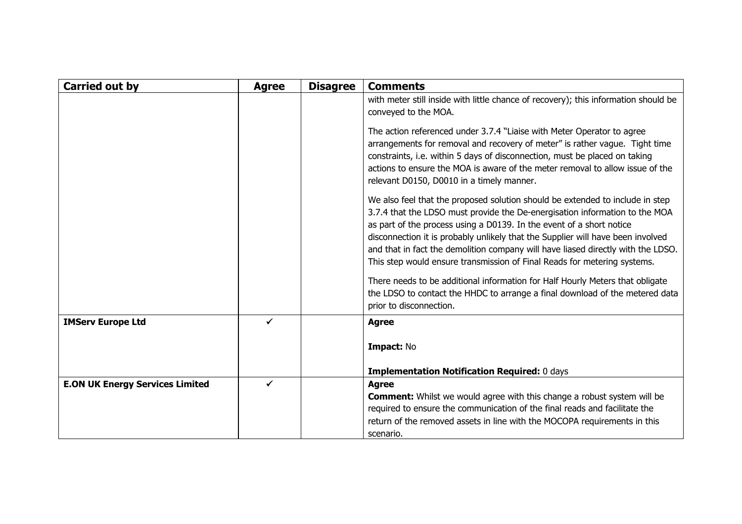| Carried out by | Agree | Disagree | Comments |
|---|---|---|---|
| | | | with meter still inside with little chance of recovery); this information should be conveyed to the MOA.<br><br>The action referenced under 3.7.4 "Liaise with Meter Operator to agree arrangements for removal and recovery of meter" is rather vague. Tight time constraints, i.e. within 5 days of disconnection, must be placed on taking actions to ensure the MOA is aware of the meter removal to allow issue of the relevant D0150, D0010 in a timely manner.<br><br>We also feel that the proposed solution should be extended to include in step 3.7.4 that the LDSO must provide the De-energisation information to the MOA as part of the process using a D0139. In the event of a short notice disconnection it is probably unlikely that the Supplier will have been involved and that in fact the demolition company will have liased directly with the LDSO. This step would ensure transmission of Final Reads for metering systems.<br><br>There needs to be additional information for Half Hourly Meters that obligate the LDSO to contact the HHDC to arrange a final download of the metered data prior to disconnection. |
| **IMServ Europe Ltd** | ✓ | | **Agree**<br><br>**Impact:** No<br><br>**Implementation Notification Required:** 0 days |
| **E.ON UK Energy Services Limited** | ✓ | | **Agree**<br>**Comment:** Whilst we would agree with this change a robust system will be required to ensure the communication of the final reads and facilitate the return of the removed assets in line with the MOCOPA requirements in this scenario. |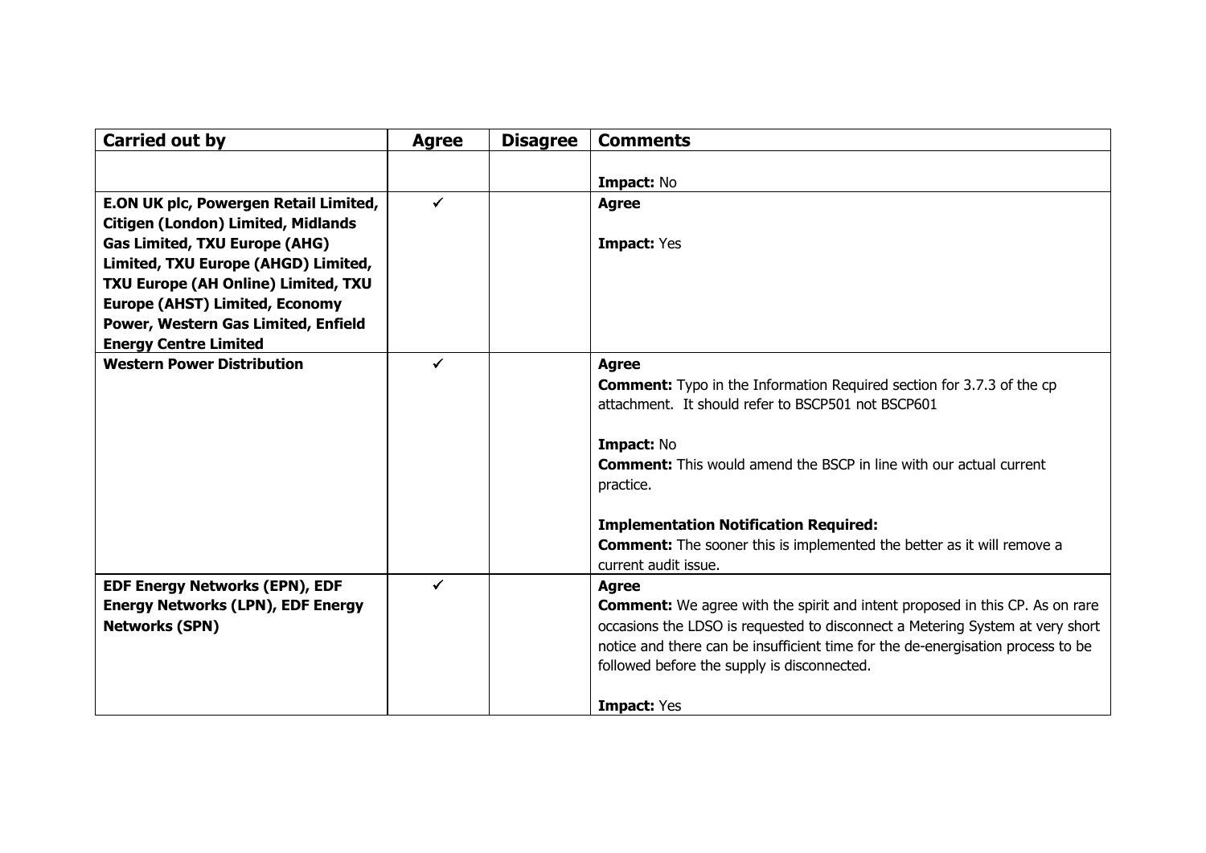| Carried out by | Agree | Disagree | Comments |
|---|---|---|---|
| | | | **Impact:** No |
| **E.ON UK plc, Powergen Retail Limited, Citigen (London) Limited, Midlands Gas Limited, TXU Europe (AHG) Limited, TXU Europe (AHGD) Limited, TXU Europe (AH Online) Limited, TXU Europe (AHST) Limited, Economy Power, Western Gas Limited, Enfield Energy Centre Limited** | ✓ | | **Agree**<br><br>**Impact:** Yes |
| **Western Power Distribution** | ✓ | | **Agree**<br>**Comment:** Typo in the Information Required section for 3.7.3 of the cp attachment. It should refer to BSCP501 not BSCP601<br><br>**Impact:** No<br>**Comment:** This would amend the BSCP in line with our actual current practice.<br><br>**Implementation Notification Required:**<br>**Comment:** The sooner this is implemented the better as it will remove a current audit issue. |
| **EDF Energy Networks (EPN), EDF Energy Networks (LPN), EDF Energy Networks (SPN)** | ✓ | | **Agree**<br>**Comment:** We agree with the spirit and intent proposed in this CP. As on rare occasions the LDSO is requested to disconnect a Metering System at very short notice and there can be insufficient time for the de-energisation process to be followed before the supply is disconnected.<br><br>**Impact:** Yes |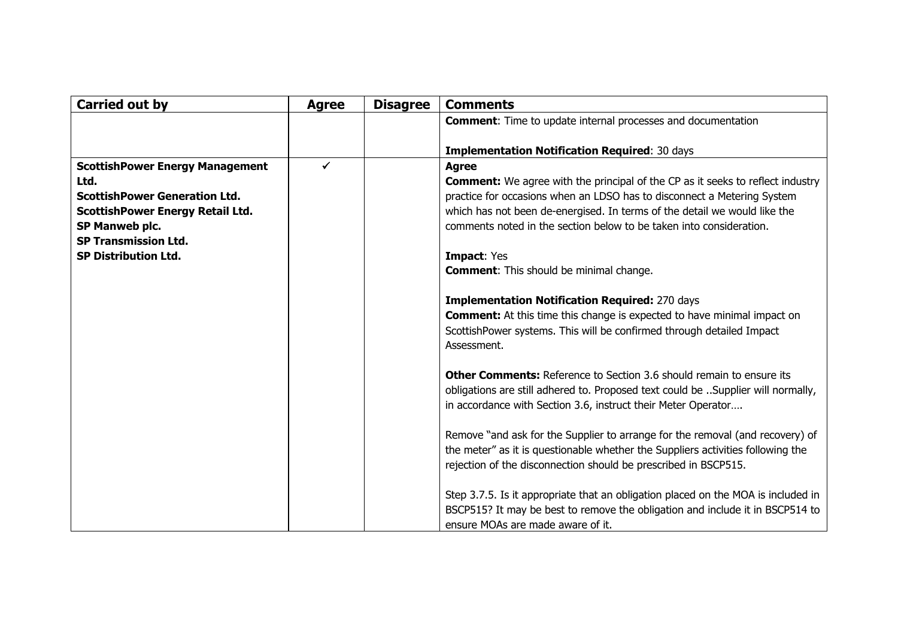| Carried out by | Agree | Disagree | Comments |
|---|---|---|---|
| | | | **Comment**: Time to update internal processes and documentation<br><br>**Implementation Notification Required**: 30 days |
| **ScottishPower Energy Management Ltd.**<br>**ScottishPower Generation Ltd.**<br>**ScottishPower Energy Retail Ltd.**<br>**SP Manweb plc.**<br>**SP Transmission Ltd.**<br>**SP Distribution Ltd.** | ✓ | | **Agree**<br>**Comment:** We agree with the principal of the CP as it seeks to reflect industry practice for occasions when an LDSO has to disconnect a Metering System which has not been de-energised. In terms of the detail we would like the comments noted in the section below to be taken into consideration.<br><br>**Impact**: Yes<br>**Comment**: This should be minimal change.<br><br>**Implementation Notification Required:** 270 days<br>**Comment:** At this time this change is expected to have minimal impact on ScottishPower systems. This will be confirmed through detailed Impact Assessment.<br><br>**Other Comments:** Reference to Section 3.6 should remain to ensure its obligations are still adhered to. Proposed text could be ..Supplier will normally, in accordance with Section 3.6, instruct their Meter Operator….<br><br>Remove "and ask for the Supplier to arrange for the removal (and recovery) of the meter" as it is questionable whether the Suppliers activities following the rejection of the disconnection should be prescribed in BSCP515.<br><br>Step 3.7.5. Is it appropriate that an obligation placed on the MOA is included in BSCP515? It may be best to remove the obligation and include it in BSCP514 to ensure MOAs are made aware of it. |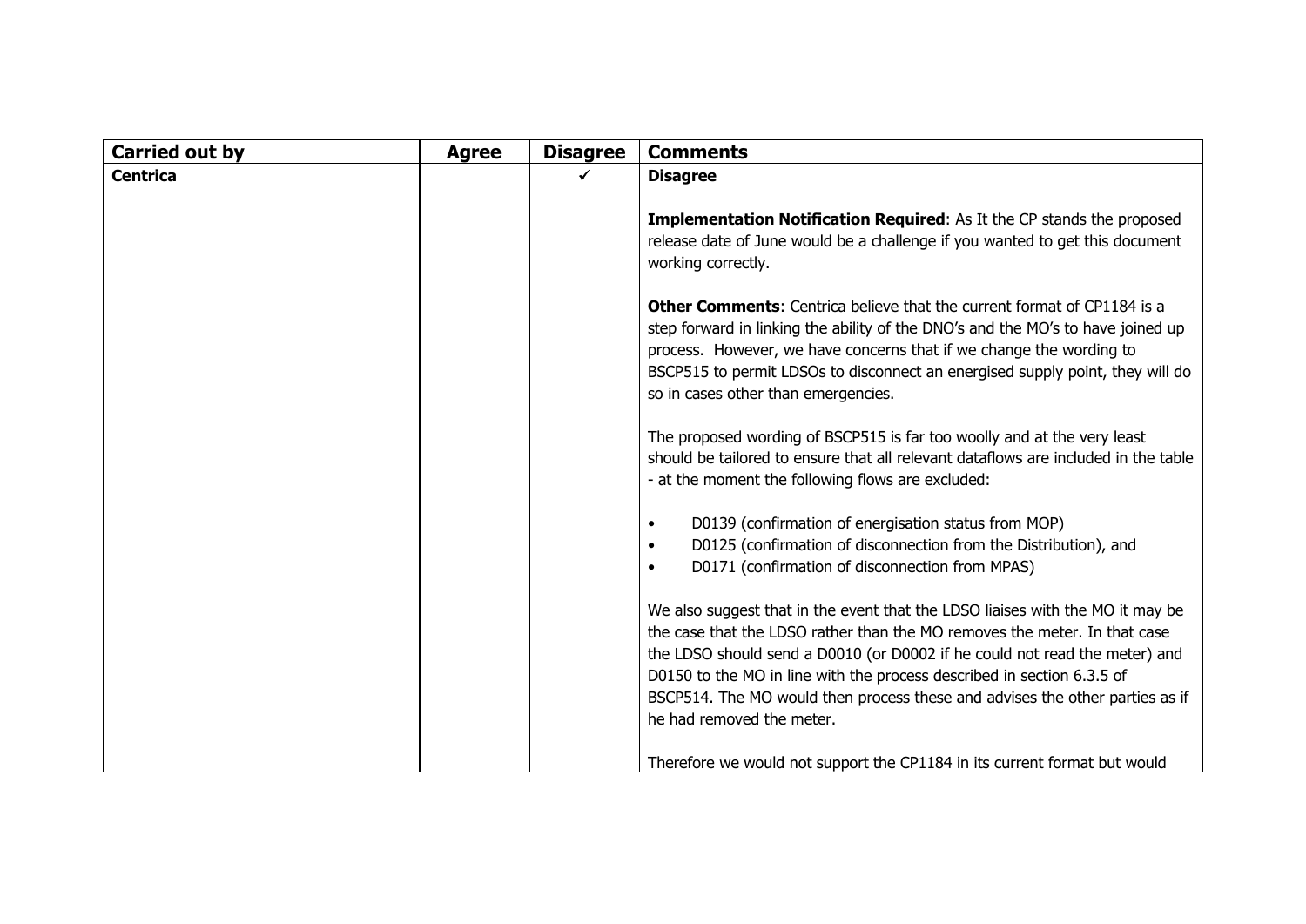| Carried out by | Agree | Disagree | Comments |
|---|---|---|---|
| **Centrica** | | ✓ | **Disagree**<br><br>**Implementation Notification Required**: As It the CP stands the proposed release date of June would be a challenge if you wanted to get this document working correctly.<br><br>**Other Comments**: Centrica believe that the current format of CP1184 is a step forward in linking the ability of the DNO's and the MO's to have joined up process. However, we have concerns that if we change the wording to BSCP515 to permit LDSOs to disconnect an energised supply point, they will do so in cases other than emergencies.<br><br>The proposed wording of BSCP515 is far too woolly and at the very least should be tailored to ensure that all relevant dataflows are included in the table - at the moment the following flows are excluded:<br><br>• D0139 (confirmation of energisation status from MOP)<br>• D0125 (confirmation of disconnection from the Distribution), and<br>• D0171 (confirmation of disconnection from MPAS)<br><br>We also suggest that in the event that the LDSO liaises with the MO it may be the case that the LDSO rather than the MO removes the meter. In that case the LDSO should send a D0010 (or D0002 if he could not read the meter) and D0150 to the MO in line with the process described in section 6.3.5 of BSCP514. The MO would then process these and advises the other parties as if he had removed the meter.<br><br>Therefore we would not support the CP1184 in its current format but would |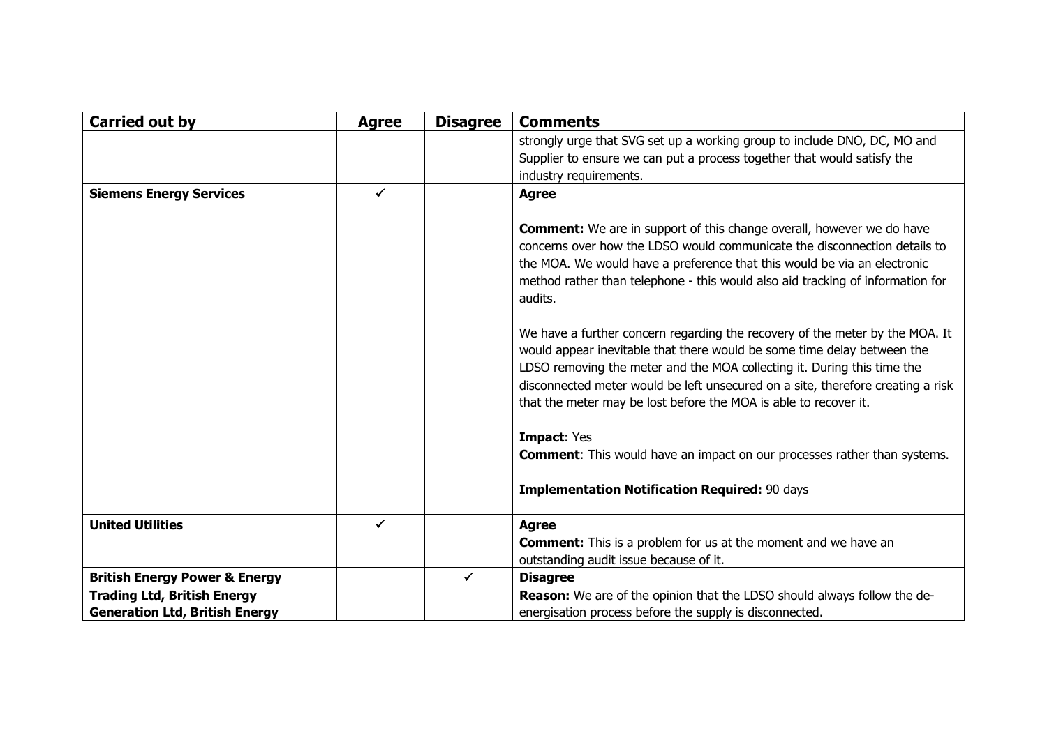| Carried out by | Agree | Disagree | Comments |
| --- | --- | --- | --- |
| | | | strongly urge that SVG set up a working group to include DNO, DC, MO and Supplier to ensure we can put a process together that would satisfy the industry requirements. |
| **Siemens Energy Services** | ✓ | | **Agree**<br><br>**Comment:** We are in support of this change overall, however we do have concerns over how the LDSO would communicate the disconnection details to the MOA. We would have a preference that this would be via an electronic method rather than telephone - this would also aid tracking of information for audits.<br><br>We have a further concern regarding the recovery of the meter by the MOA. It would appear inevitable that there would be some time delay between the LDSO removing the meter and the MOA collecting it. During this time the disconnected meter would be left unsecured on a site, therefore creating a risk that the meter may be lost before the MOA is able to recover it.<br><br>**Impact**: Yes<br>**Comment**: This would have an impact on our processes rather than systems.<br><br>**Implementation Notification Required:** 90 days |
| **United Utilities** | ✓ | | **Agree**<br>**Comment:** This is a problem for us at the moment and we have an outstanding audit issue because of it. |
| **British Energy Power & Energy Trading Ltd, British Energy Generation Ltd, British Energy** | | ✓ | **Disagree**<br>**Reason:** We are of the opinion that the LDSO should always follow the de-energisation process before the supply is disconnected. |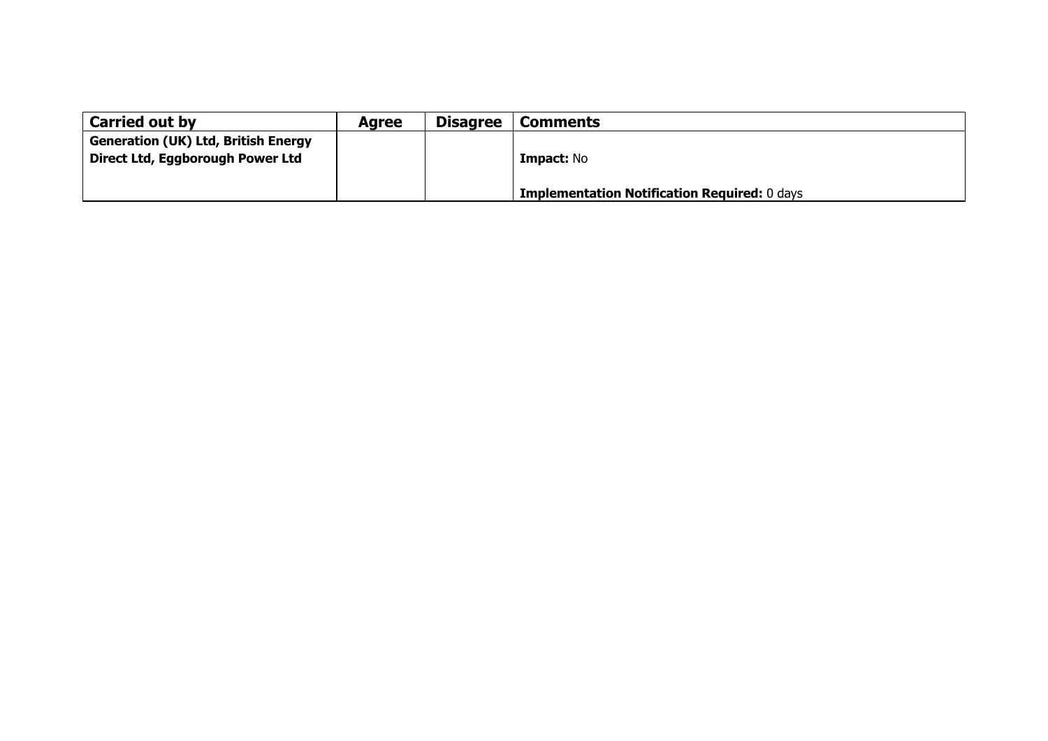| Carried out by | Agree | Disagree | Comments |
| --- | --- | --- | --- |
| **Generation (UK) Ltd, British Energy Direct Ltd, Eggborough Power Ltd** | | | **Impact:** No<br><br>**Implementation Notification Required:** 0 days |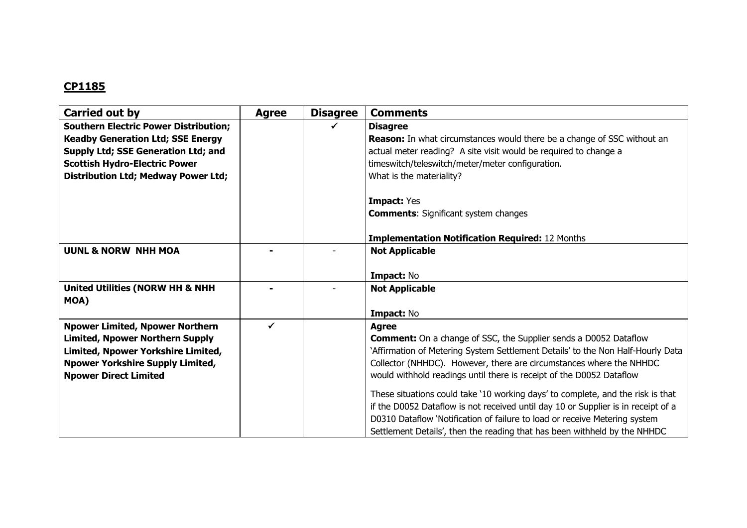## CP1185

| Carried out by | Agree | Disagree | Comments |
|---|---|---|---|
| **Southern Electric Power Distribution; Keadby Generation Ltd; SSE Energy Supply Ltd; SSE Generation Ltd; and Scottish Hydro-Electric Power Distribution Ltd; Medway Power Ltd;** | | ✓ | **Disagree**<br>**Reason:** In what circumstances would there be a change of SSC without an actual meter reading? A site visit would be required to change a timeswitch/teleswitch/meter/meter configuration.<br>What is the materiality?<br><br>**Impact:** Yes<br>**Comments**: Significant system changes<br><br>**Implementation Notification Required:** 12 Months |
| **UUNL & NORW NHH MOA** | - | - | **Not Applicable**<br><br>**Impact:** No |
| **United Utilities (NORW HH & NHH MOA)** | - | - | **Not Applicable**<br><br>**Impact:** No |
| **Npower Limited, Npower Northern Limited, Npower Northern Supply Limited, Npower Yorkshire Limited, Npower Yorkshire Supply Limited, Npower Direct Limited** | ✓ | | **Agree**<br>**Comment:** On a change of SSC, the Supplier sends a D0052 Dataflow 'Affirmation of Metering System Settlement Details' to the Non Half-Hourly Data Collector (NHHDC). However, there are circumstances where the NHHDC would withhold readings until there is receipt of the D0052 Dataflow<br><br>These situations could take '10 working days' to complete, and the risk is that if the D0052 Dataflow is not received until day 10 or Supplier is in receipt of a D0310 Dataflow 'Notification of failure to load or receive Metering system Settlement Details', then the reading that has been withheld by the NHHDC |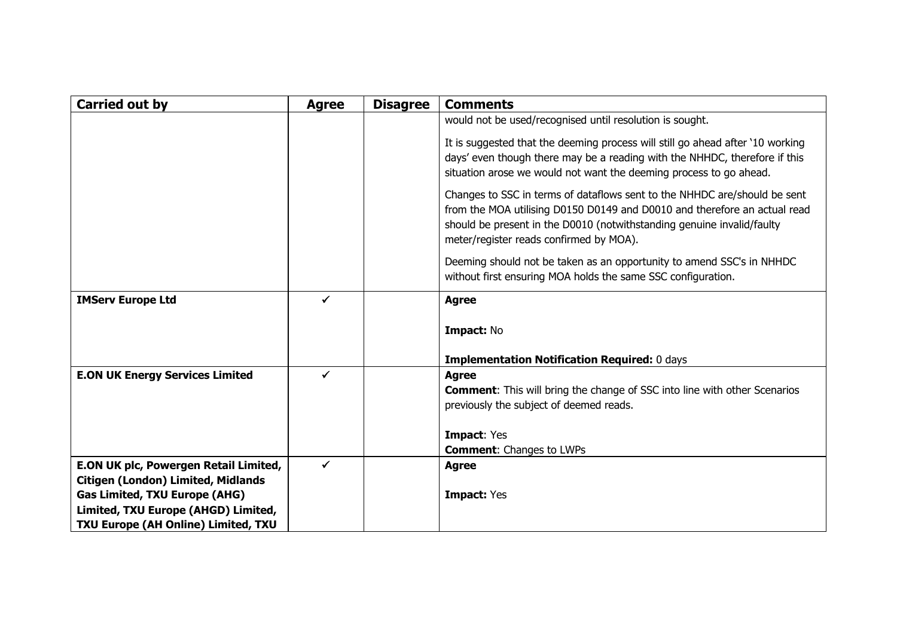| Carried out by | Agree | Disagree | Comments |
|---|---|---|---|
| | | | would not be used/recognised until resolution is sought.<br><br>It is suggested that the deeming process will still go ahead after '10 working days' even though there may be a reading with the NHHDC, therefore if this situation arose we would not want the deeming process to go ahead.<br><br>Changes to SSC in terms of dataflows sent to the NHHDC are/should be sent from the MOA utilising D0150 D0149 and D0010 and therefore an actual read should be present in the D0010 (notwithstanding genuine invalid/faulty meter/register reads confirmed by MOA).<br><br>Deeming should not be taken as an opportunity to amend SSC's in NHHDC without first ensuring MOA holds the same SSC configuration. |
| **IMServ Europe Ltd** | ✓ | | **Agree**<br><br>**Impact:** No<br><br>**Implementation Notification Required:** 0 days |
| **E.ON UK Energy Services Limited** | ✓ | | **Agree**<br>**Comment**: This will bring the change of SSC into line with other Scenarios previously the subject of deemed reads.<br><br>**Impact**: Yes<br>**Comment**: Changes to LWPs |
| **E.ON UK plc, Powergen Retail Limited, Citigen (London) Limited, Midlands Gas Limited, TXU Europe (AHG) Limited, TXU Europe (AHGD) Limited, TXU Europe (AH Online) Limited, TXU** | ✓ | | **Agree**<br><br>**Impact:** Yes |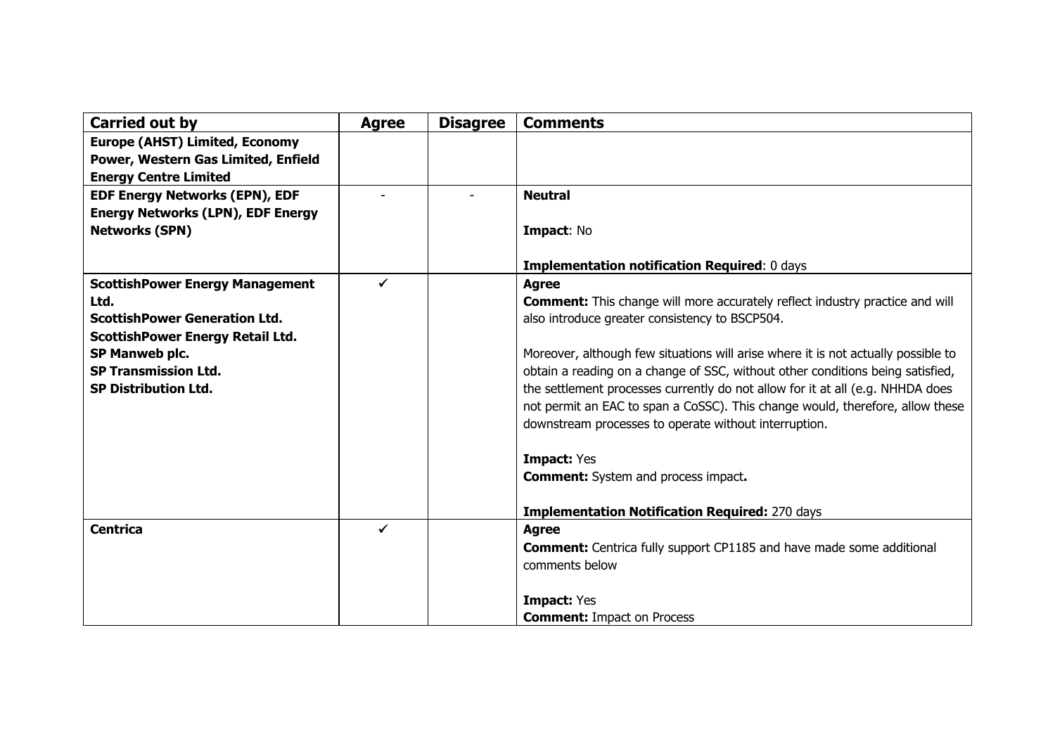| Carried out by | Agree | Disagree | Comments |
|---|---|---|---|
| **Europe (AHST) Limited, Economy Power, Western Gas Limited, Enfield Energy Centre Limited** | | | |
| **EDF Energy Networks (EPN), EDF Energy Networks (LPN), EDF Energy Networks (SPN)** | - | - | **Neutral**<br><br>**Impact**: No<br><br>**Implementation notification Required**: 0 days |
| **ScottishPower Energy Management Ltd.**<br>**ScottishPower Generation Ltd.**<br>**ScottishPower Energy Retail Ltd.**<br>**SP Manweb plc.**<br>**SP Transmission Ltd.**<br>**SP Distribution Ltd.** | ✓ | | **Agree**<br>**Comment:** This change will more accurately reflect industry practice and will also introduce greater consistency to BSCP504.<br><br>Moreover, although few situations will arise where it is not actually possible to obtain a reading on a change of SSC, without other conditions being satisfied, the settlement processes currently do not allow for it at all (e.g. NHHDA does not permit an EAC to span a CoSSC). This change would, therefore, allow these downstream processes to operate without interruption.<br><br>**Impact:** Yes<br>**Comment:** System and process impact**.**<br><br>**Implementation Notification Required:** 270 days |
| **Centrica** | ✓ | | **Agree**<br>**Comment:** Centrica fully support CP1185 and have made some additional comments below<br><br>**Impact:** Yes<br>**Comment:** Impact on Process |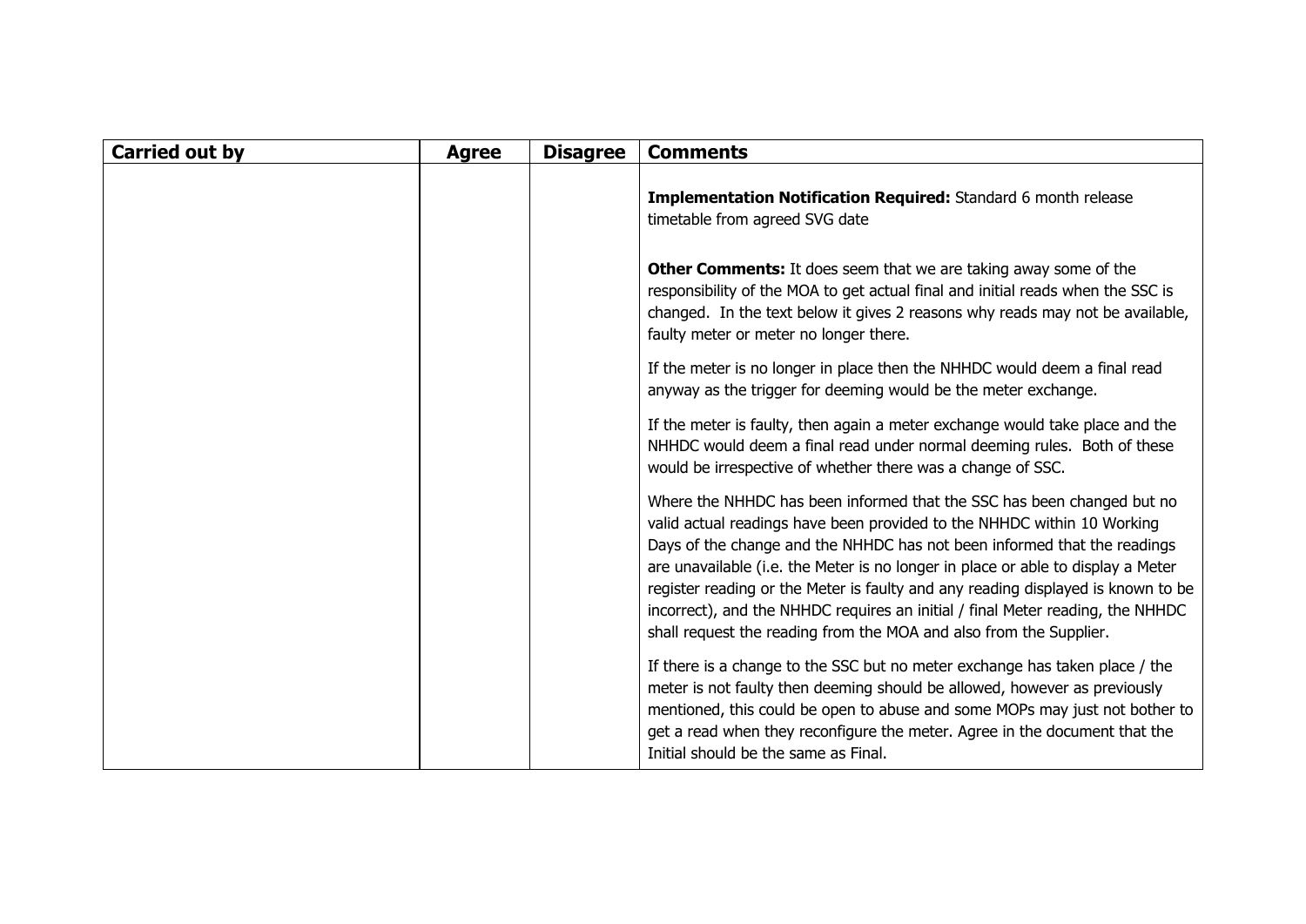| Carried out by | Agree | Disagree | Comments |
|---|---|---|---|
| | | | **Implementation Notification Required:** Standard 6 month release timetable from agreed SVG date<br><br>**Other Comments:** It does seem that we are taking away some of the responsibility of the MOA to get actual final and initial reads when the SSC is changed. In the text below it gives 2 reasons why reads may not be available, faulty meter or meter no longer there.<br><br>If the meter is no longer in place then the NHHDC would deem a final read anyway as the trigger for deeming would be the meter exchange.<br><br>If the meter is faulty, then again a meter exchange would take place and the NHHDC would deem a final read under normal deeming rules. Both of these would be irrespective of whether there was a change of SSC.<br><br>Where the NHHDC has been informed that the SSC has been changed but no valid actual readings have been provided to the NHHDC within 10 Working Days of the change and the NHHDC has not been informed that the readings are unavailable (i.e. the Meter is no longer in place or able to display a Meter register reading or the Meter is faulty and any reading displayed is known to be incorrect), and the NHHDC requires an initial / final Meter reading, the NHHDC shall request the reading from the MOA and also from the Supplier.<br><br>If there is a change to the SSC but no meter exchange has taken place / the meter is not faulty then deeming should be allowed, however as previously mentioned, this could be open to abuse and some MOPs may just not bother to get a read when they reconfigure the meter. Agree in the document that the Initial should be the same as Final. |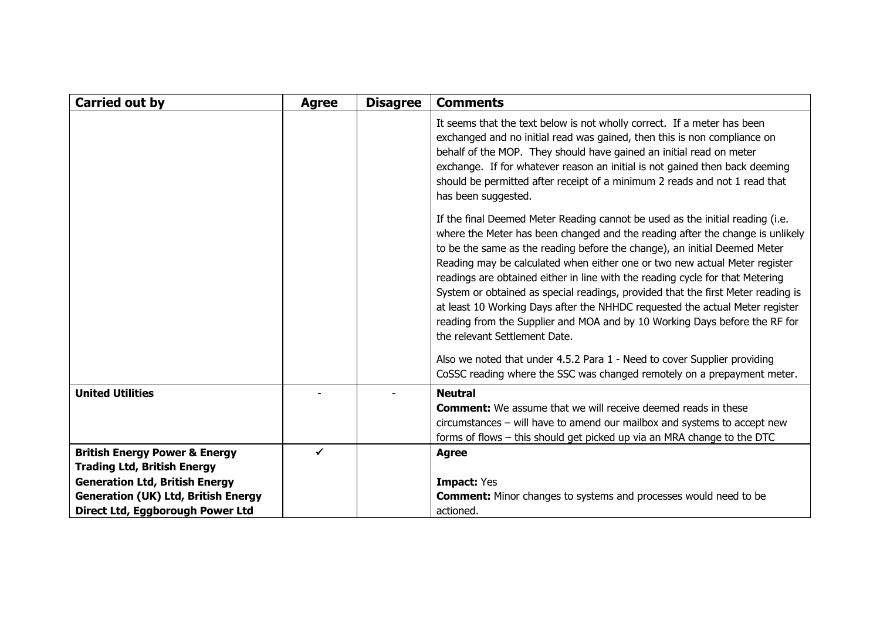| Carried out by | Agree | Disagree | Comments |
|---|---|---|---|
| | | | It seems that the text below is not wholly correct. If a meter has been exchanged and no initial read was gained, then this is non compliance on behalf of the MOP. They should have gained an initial read on meter exchange. If for whatever reason an initial is not gained then back deeming should be permitted after receipt of a minimum 2 reads and not 1 read that has been suggested.<br><br>If the final Deemed Meter Reading cannot be used as the initial reading (i.e. where the Meter has been changed and the reading after the change is unlikely to be the same as the reading before the change), an initial Deemed Meter Reading may be calculated when either one or two new actual Meter register readings are obtained either in line with the reading cycle for that Metering System or obtained as special readings, provided that the first Meter reading is at least 10 Working Days after the NHHDC requested the actual Meter register reading from the Supplier and MOA and by 10 Working Days before the RF for the relevant Settlement Date.<br><br>Also we noted that under 4.5.2 Para 1 - Need to cover Supplier providing CoSSC reading where the SSC was changed remotely on a prepayment meter. |
| **United Utilities** | - | - | **Neutral**<br>**Comment:** We assume that we will receive deemed reads in these circumstances – will have to amend our mailbox and systems to accept new forms of flows – this should get picked up via an MRA change to the DTC |
| **British Energy Power & Energy Trading Ltd, British Energy Generation Ltd, British Energy Generation (UK) Ltd, British Energy Direct Ltd, Eggborough Power Ltd** | ✓ | | **Agree**<br><br>**Impact:** Yes<br>**Comment:** Minor changes to systems and processes would need to be actioned. |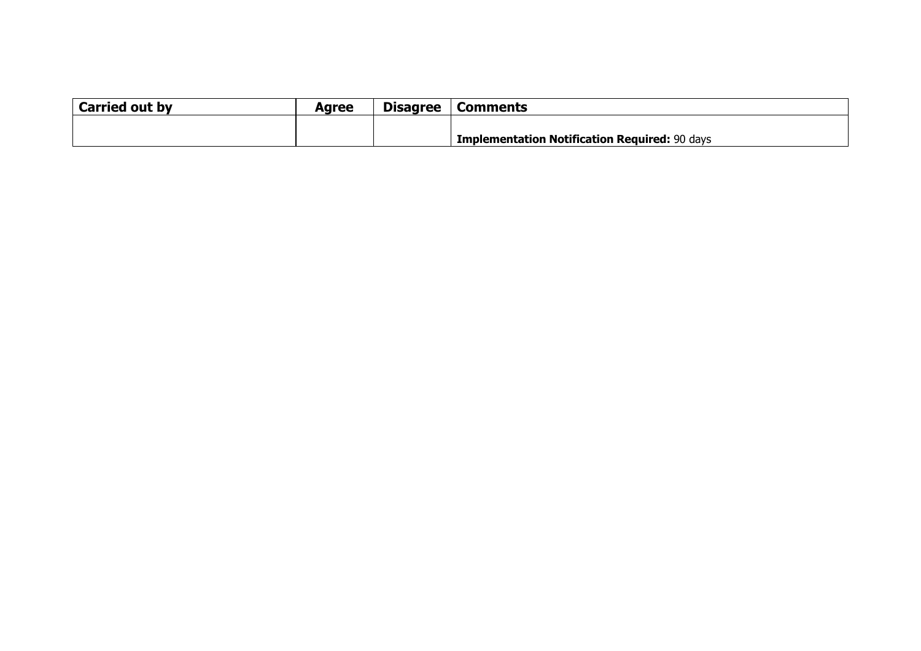| Carried out by | Agree | Disagree | Comments |
|---|---|---|---|
| | | | **Implementation Notification Required:** 90 days |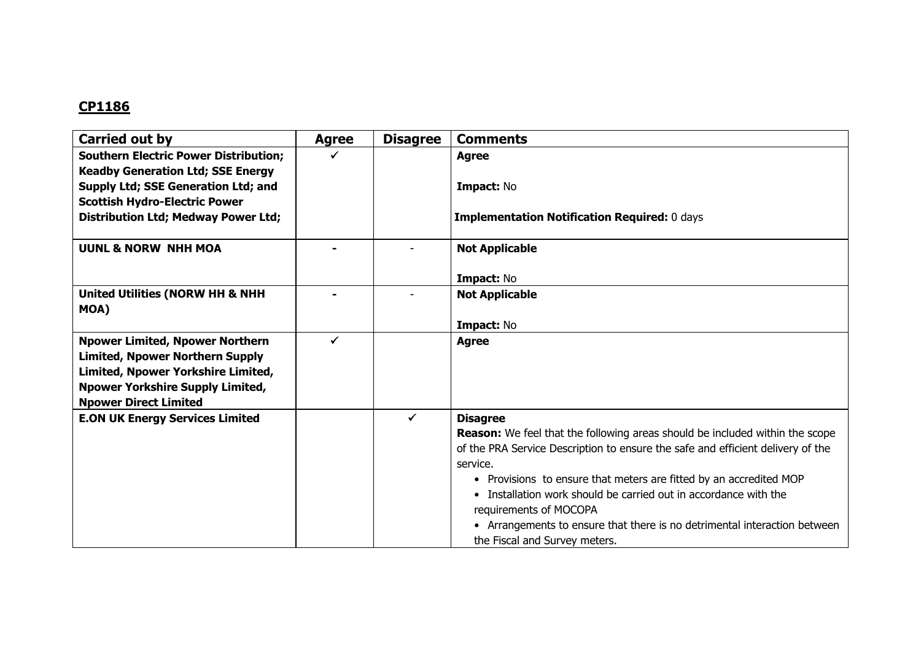## CP1186

| Carried out by | Agree | Disagree | Comments |
|---|---|---|---|
| **Southern Electric Power Distribution; Keadby Generation Ltd; SSE Energy Supply Ltd; SSE Generation Ltd; and Scottish Hydro-Electric Power Distribution Ltd; Medway Power Ltd;** | ✓ | | **Agree**<br><br>**Impact:** No<br><br>**Implementation Notification Required:** 0 days |
| **UUNL & NORW NHH MOA** | - | - | **Not Applicable**<br><br>**Impact:** No |
| **United Utilities (NORW HH & NHH MOA)** | - | - | **Not Applicable**<br><br>**Impact:** No |
| **Npower Limited, Npower Northern Limited, Npower Northern Supply Limited, Npower Yorkshire Limited, Npower Yorkshire Supply Limited, Npower Direct Limited** | ✓ | | **Agree** |
| **E.ON UK Energy Services Limited** | | ✓ | **Disagree**<br>**Reason:** We feel that the following areas should be included within the scope of the PRA Service Description to ensure the safe and efficient delivery of the service.<br>• Provisions to ensure that meters are fitted by an accredited MOP<br>• Installation work should be carried out in accordance with the requirements of MOCOPA<br>• Arrangements to ensure that there is no detrimental interaction between the Fiscal and Survey meters. |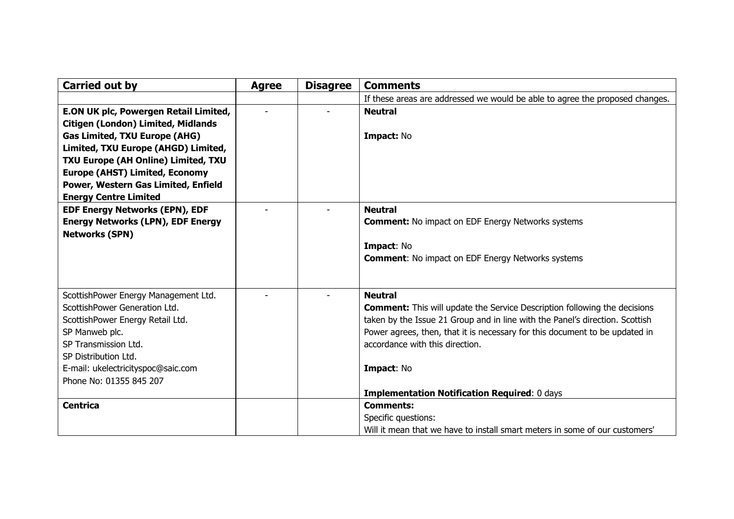| **Carried out by** | **Agree** | **Disagree** | **Comments** |
| --- | --- | --- | --- |
| | | | If these areas are addressed we would be able to agree the proposed changes. |
| **E.ON UK plc, Powergen Retail Limited, Citigen (London) Limited, Midlands Gas Limited, TXU Europe (AHG) Limited, TXU Europe (AHGD) Limited, TXU Europe (AH Online) Limited, TXU Europe (AHST) Limited, Economy Power, Western Gas Limited, Enfield Energy Centre Limited** | - | - | **Neutral**<br><br>**Impact:** No |
| **EDF Energy Networks (EPN), EDF Energy Networks (LPN), EDF Energy Networks (SPN)** | - | - | **Neutral**<br>**Comment:** No impact on EDF Energy Networks systems<br><br>**Impact**: No<br>**Comment**: No impact on EDF Energy Networks systems |
| ScottishPower Energy Management Ltd.<br>ScottishPower Generation Ltd.<br>ScottishPower Energy Retail Ltd.<br>SP Manweb plc.<br>SP Transmission Ltd.<br>SP Distribution Ltd.<br>E-mail: ukelectricityspoc@saic.com<br>Phone No: 01355 845 207 | - | - | **Neutral**<br>**Comment:** This will update the Service Description following the decisions taken by the Issue 21 Group and in line with the Panel's direction. Scottish Power agrees, then, that it is necessary for this document to be updated in accordance with this direction.<br><br>**Impact**: No<br><br>**Implementation Notification Required**: 0 days |
| **Centrica** | | | **Comments:**<br>Specific questions:<br>Will it mean that we have to install smart meters in some of our customers' |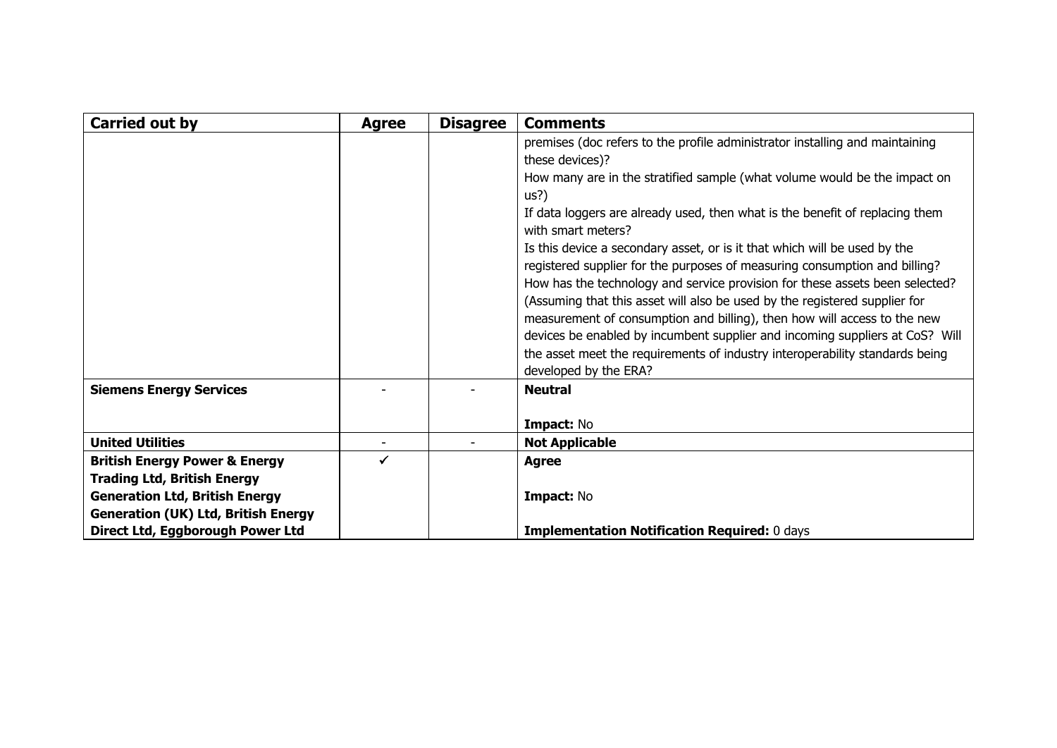| Carried out by | Agree | Disagree | Comments |
|---|---|---|---|
| | | | premises (doc refers to the profile administrator installing and maintaining these devices)?<br>How many are in the stratified sample (what volume would be the impact on us?)<br>If data loggers are already used, then what is the benefit of replacing them with smart meters?<br>Is this device a secondary asset, or is it that which will be used by the registered supplier for the purposes of measuring consumption and billing?<br>How has the technology and service provision for these assets been selected?<br>(Assuming that this asset will also be used by the registered supplier for measurement of consumption and billing), then how will access to the new devices be enabled by incumbent supplier and incoming suppliers at CoS? Will the asset meet the requirements of industry interoperability standards being developed by the ERA? |
| **Siemens Energy Services** | - | - | **Neutral**<br><br>**Impact:** No |
| **United Utilities** | - | - | **Not Applicable** |
| **British Energy Power & Energy Trading Ltd, British Energy Generation Ltd, British Energy Generation (UK) Ltd, British Energy Direct Ltd, Eggborough Power Ltd** | ✓ | | **Agree**<br><br>**Impact:** No<br><br>**Implementation Notification Required:** 0 days |